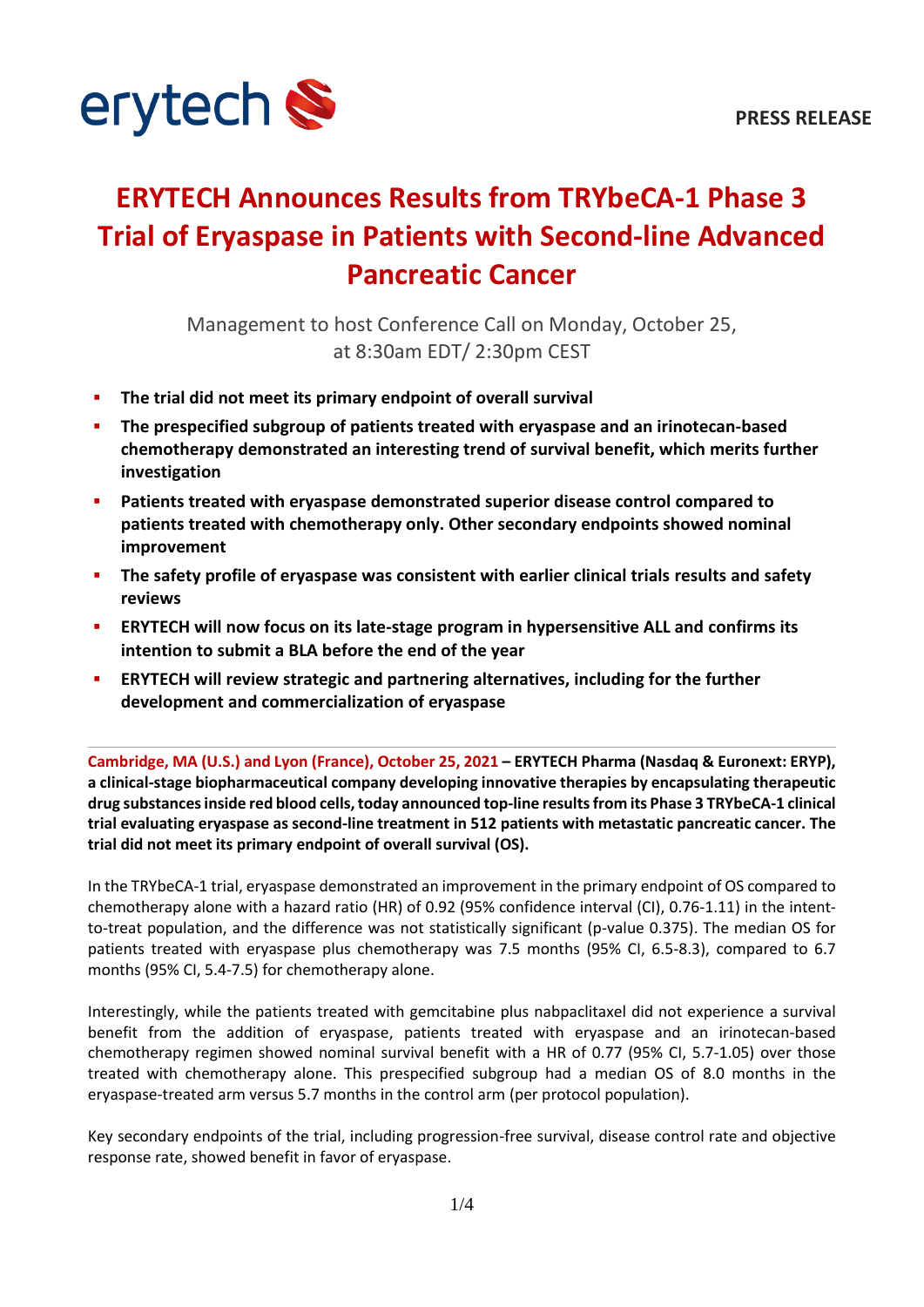erytech

**PRESS RELEASE**

# ERYTECH Announces Results from TRYbeCA-1 Phase 3 Trial of Eryaspase in Patients with Second-line Advanced Pancreatic Cancer

Management to host Conference Call on Monday, October 25, at 8:30am EDT/ 2:30pm CEST

- **The trial did not meet its primary endpoint of overall survival**
- **The prespecified subgroup of patients treated with eryaspase and an irinotecan-based chemotherapy demonstrated an interesting trend of survival benefit, which merits further investigation**
- **Patients treated with eryaspase demonstrated superior disease control compared to patients treated with chemotherapy only. Other secondary endpoints showed nominal improvement**
- **The safety profile of eryaspase was consistent with earlier clinical trials results and safety reviews**
- **ERYTECH will now focus on its late-stage program in hypersensitive ALL and confirms its intention to submit a BLA before the end of the year**
- **ERYTECH will review strategic and partnering alternatives, including for the further development and commercialization of eryaspase**

---

**Cambridge, MA (U.S.) and Lyon (France), October 25, 2021 – ERYTECH Pharma (Nasdaq & Euronext: ERYP), a clinical-stage biopharmaceutical company developing innovative therapies by encapsulating therapeutic drug substances inside red blood cells, today announced top-line results from its Phase 3 TRYbeCA-1 clinical trial evaluating eryaspase as second-line treatment in 512 patients with metastatic pancreatic cancer. The trial did not meet its primary endpoint of overall survival (OS).**

In the TRYbeCA-1 trial, eryaspase demonstrated an improvement in the primary endpoint of OS compared to chemotherapy alone with a hazard ratio (HR) of 0.92 (95% confidence interval (CI), 0.76-1.11) in the intent-to-treat population, and the difference was not statistically significant (p-value 0.375). The median OS for patients treated with eryaspase plus chemotherapy was 7.5 months (95% CI, 6.5-8.3), compared to 6.7 months (95% CI, 5.4-7.5) for chemotherapy alone.

Interestingly, while the patients treated with gemcitabine plus nabpaclitaxel did not experience a survival benefit from the addition of eryaspase, patients treated with eryaspase and an irinotecan-based chemotherapy regimen showed nominal survival benefit with a HR of 0.77 (95% CI, 5.7-1.05) over those treated with chemotherapy alone. This prespecified subgroup had a median OS of 8.0 months in the eryaspase-treated arm versus 5.7 months in the control arm (per protocol population).

Key secondary endpoints of the trial, including progression-free survival, disease control rate and objective response rate, showed benefit in favor of eryaspase.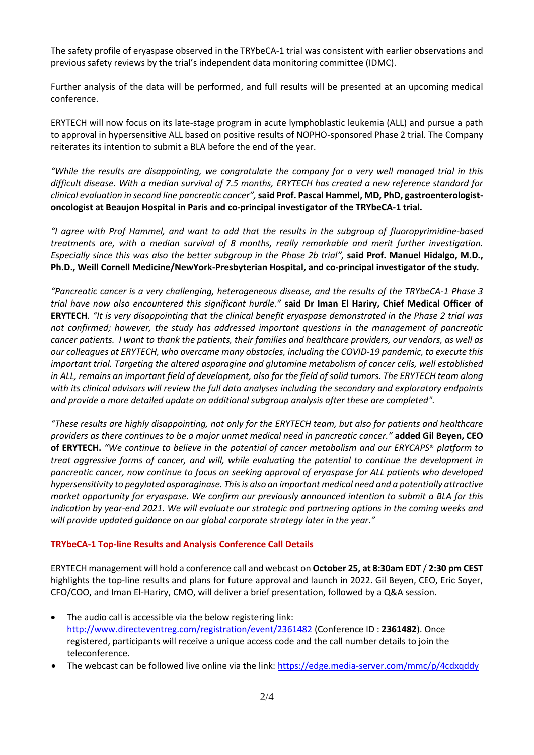The safety profile of eryaspase observed in the TRYbeCA-1 trial was consistent with earlier observations and previous safety reviews by the trial's independent data monitoring committee (IDMC).

Further analysis of the data will be performed, and full results will be presented at an upcoming medical conference.

ERYTECH will now focus on its late-stage program in acute lymphoblastic leukemia (ALL) and pursue a path to approval in hypersensitive ALL based on positive results of NOPHO-sponsored Phase 2 trial. The Company reiterates its intention to submit a BLA before the end of the year.

*"While the results are disappointing, we congratulate the company for a very well managed trial in this difficult disease. With a median survival of 7.5 months, ERYTECH has created a new reference standard for clinical evaluation in second line pancreatic cancer",* **said Prof. Pascal Hammel, MD, PhD, gastroenterologist-oncologist at Beaujon Hospital in Paris and co-principal investigator of the TRYbeCA-1 trial.**

*"I agree with Prof Hammel, and want to add that the results in the subgroup of fluoropyrimidine-based treatments are, with a median survival of 8 months, really remarkable and merit further investigation. Especially since this was also the better subgroup in the Phase 2b trial",* **said Prof. Manuel Hidalgo, M.D., Ph.D., Weill Cornell Medicine/NewYork-Presbyterian Hospital, and co-principal investigator of the study.**

*"Pancreatic cancer is a very challenging, heterogeneous disease, and the results of the TRYbeCA-1 Phase 3 trial have now also encountered this significant hurdle."* **said Dr Iman El Hariry, Chief Medical Officer of ERYTECH**. *"It is very disappointing that the clinical benefit eryaspase demonstrated in the Phase 2 trial was not confirmed; however, the study has addressed important questions in the management of pancreatic cancer patients. I want to thank the patients, their families and healthcare providers, our vendors, as well as our colleagues at ERYTECH, who overcame many obstacles, including the COVID-19 pandemic, to execute this important trial. Targeting the altered asparagine and glutamine metabolism of cancer cells, well established in ALL, remains an important field of development, also for the field of solid tumors. The ERYTECH team along with its clinical advisors will review the full data analyses including the secondary and exploratory endpoints and provide a more detailed update on additional subgroup analysis after these are completed".*

*"These results are highly disappointing, not only for the ERYTECH team, but also for patients and healthcare providers as there continues to be a major unmet medical need in pancreatic cancer."* **added Gil Beyen, CEO of ERYTECH.** *"We continue to believe in the potential of cancer metabolism and our ERYCAPS® platform to treat aggressive forms of cancer, and will, while evaluating the potential to continue the development in pancreatic cancer, now continue to focus on seeking approval of eryaspase for ALL patients who developed hypersensitivity to pegylated asparaginase. This is also an important medical need and a potentially attractive market opportunity for eryaspase. We confirm our previously announced intention to submit a BLA for this indication by year-end 2021. We will evaluate our strategic and partnering options in the coming weeks and will provide updated guidance on our global corporate strategy later in the year."*

## TRYbeCA-1 Top-line Results and Analysis Conference Call Details

ERYTECH management will hold a conference call and webcast on **October 25, at 8:30am EDT / 2:30 pm CEST** highlights the top-line results and plans for future approval and launch in 2022. Gil Beyen, CEO, Eric Soyer, CFO/COO, and Iman El-Hariry, CMO, will deliver a brief presentation, followed by a Q&A session.

- The audio call is accessible via the below registering link: http://www.directeventreg.com/registration/event/2361482 (Conference ID : **2361482**). Once registered, participants will receive a unique access code and the call number details to join the teleconference.
- The webcast can be followed live online via the link: https://edge.media-server.com/mmc/p/4cdxqddy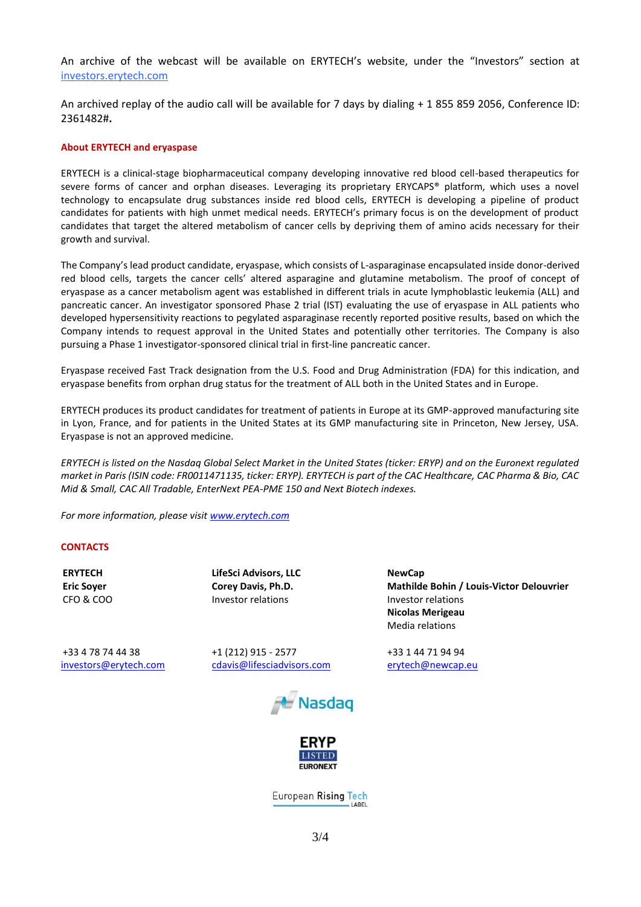An archive of the webcast will be available on ERYTECH's website, under the "Investors" section at investors.erytech.com

An archived replay of the audio call will be available for 7 days by dialing + 1 855 859 2056, Conference ID: 2361482#.

**About ERYTECH and eryaspase**

ERYTECH is a clinical-stage biopharmaceutical company developing innovative red blood cell-based therapeutics for severe forms of cancer and orphan diseases. Leveraging its proprietary ERYCAPS® platform, which uses a novel technology to encapsulate drug substances inside red blood cells, ERYTECH is developing a pipeline of product candidates for patients with high unmet medical needs. ERYTECH's primary focus is on the development of product candidates that target the altered metabolism of cancer cells by depriving them of amino acids necessary for their growth and survival.

The Company's lead product candidate, eryaspase, which consists of L-asparaginase encapsulated inside donor-derived red blood cells, targets the cancer cells' altered asparagine and glutamine metabolism. The proof of concept of eryaspase as a cancer metabolism agent was established in different trials in acute lymphoblastic leukemia (ALL) and pancreatic cancer. An investigator sponsored Phase 2 trial (IST) evaluating the use of eryaspase in ALL patients who developed hypersensitivity reactions to pegylated asparaginase recently reported positive results, based on which the Company intends to request approval in the United States and potentially other territories. The Company is also pursuing a Phase 1 investigator-sponsored clinical trial in first-line pancreatic cancer.

Eryaspase received Fast Track designation from the U.S. Food and Drug Administration (FDA) for this indication, and eryaspase benefits from orphan drug status for the treatment of ALL both in the United States and in Europe.

ERYTECH produces its product candidates for treatment of patients in Europe at its GMP-approved manufacturing site in Lyon, France, and for patients in the United States at its GMP manufacturing site in Princeton, New Jersey, USA. Eryaspase is not an approved medicine.

*ERYTECH is listed on the Nasdaq Global Select Market in the United States (ticker: ERYP) and on the Euronext regulated market in Paris (ISIN code: FR0011471135, ticker: ERYP). ERYTECH is part of the CAC Healthcare, CAC Pharma & Bio, CAC Mid & Small, CAC All Tradable, EnterNext PEA-PME 150 and Next Biotech indexes.*

*For more information, please visit www.erytech.com*

**CONTACTS**

| | | |
|---|---|---|
| **ERYTECH**<br>**Eric Soyer**<br>CFO & COO | **LifeSci Advisors, LLC**<br>**Corey Davis, Ph.D.**<br>Investor relations | **NewCap**<br>**Mathilde Bohin / Louis-Victor Delouvrier**<br>Investor relations<br>**Nicolas Merigeau**<br>Media relations |
| +33 4 78 74 44 38<br>investors@erytech.com | +1 (212) 915 - 2577<br>cdavis@lifesciadvisors.com | +33 1 44 71 94 94<br>erytech@newcap.eu |

Nasdaq

ERYP
LISTED
EURONEXT

European Rising Tech
LABEL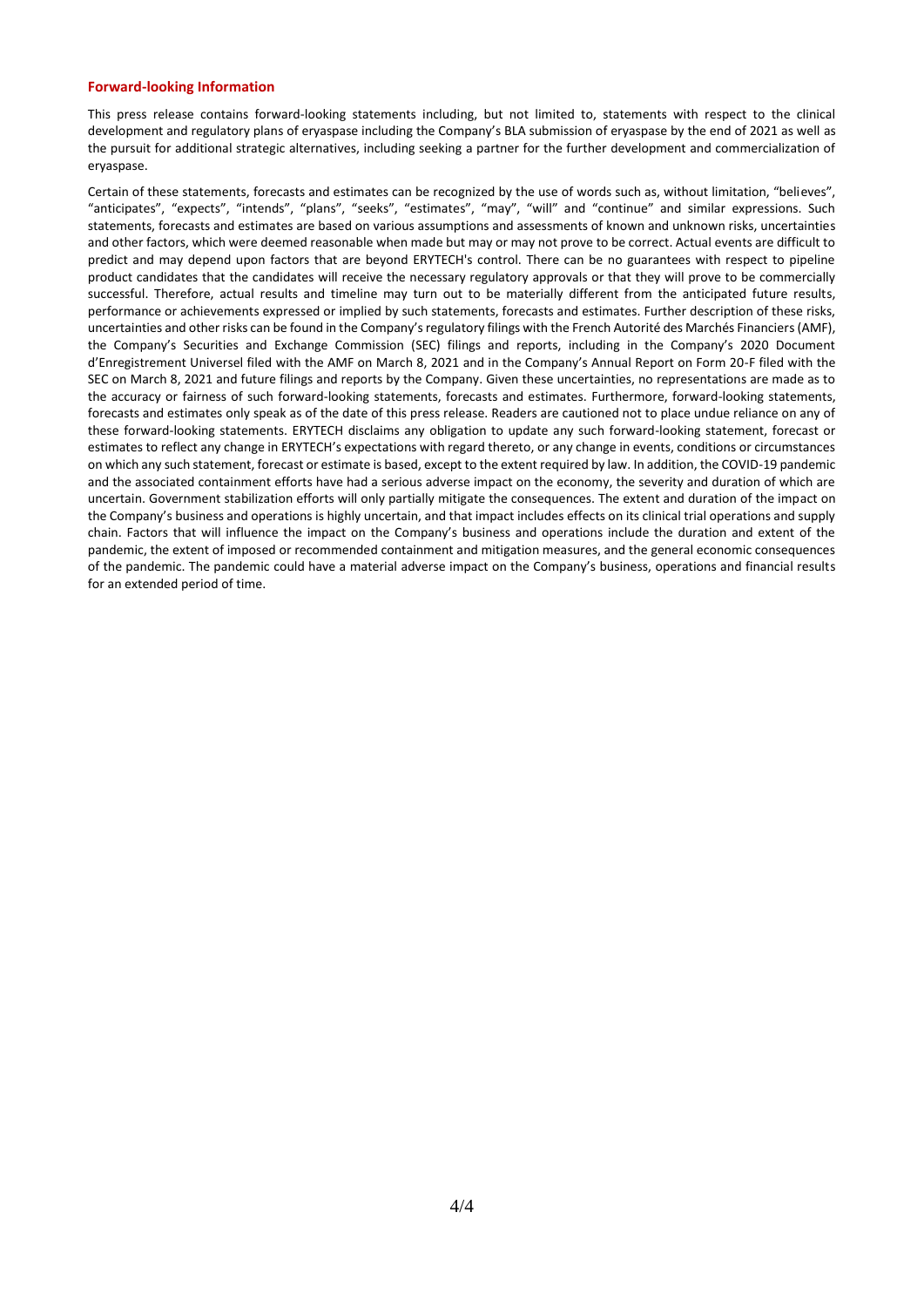### Forward-looking Information

This press release contains forward-looking statements including, but not limited to, statements with respect to the clinical development and regulatory plans of eryaspase including the Company's BLA submission of eryaspase by the end of 2021 as well as the pursuit for additional strategic alternatives, including seeking a partner for the further development and commercialization of eryaspase.

Certain of these statements, forecasts and estimates can be recognized by the use of words such as, without limitation, "believes", "anticipates", "expects", "intends", "plans", "seeks", "estimates", "may", "will" and "continue" and similar expressions. Such statements, forecasts and estimates are based on various assumptions and assessments of known and unknown risks, uncertainties and other factors, which were deemed reasonable when made but may or may not prove to be correct. Actual events are difficult to predict and may depend upon factors that are beyond ERYTECH's control. There can be no guarantees with respect to pipeline product candidates that the candidates will receive the necessary regulatory approvals or that they will prove to be commercially successful. Therefore, actual results and timeline may turn out to be materially different from the anticipated future results, performance or achievements expressed or implied by such statements, forecasts and estimates. Further description of these risks, uncertainties and other risks can be found in the Company's regulatory filings with the French Autorité des Marchés Financiers (AMF), the Company's Securities and Exchange Commission (SEC) filings and reports, including in the Company's 2020 Document d'Enregistrement Universel filed with the AMF on March 8, 2021 and in the Company's Annual Report on Form 20-F filed with the SEC on March 8, 2021 and future filings and reports by the Company. Given these uncertainties, no representations are made as to the accuracy or fairness of such forward-looking statements, forecasts and estimates. Furthermore, forward-looking statements, forecasts and estimates only speak as of the date of this press release. Readers are cautioned not to place undue reliance on any of these forward-looking statements. ERYTECH disclaims any obligation to update any such forward-looking statement, forecast or estimates to reflect any change in ERYTECH's expectations with regard thereto, or any change in events, conditions or circumstances on which any such statement, forecast or estimate is based, except to the extent required by law. In addition, the COVID-19 pandemic and the associated containment efforts have had a serious adverse impact on the economy, the severity and duration of which are uncertain. Government stabilization efforts will only partially mitigate the consequences. The extent and duration of the impact on the Company's business and operations is highly uncertain, and that impact includes effects on its clinical trial operations and supply chain. Factors that will influence the impact on the Company's business and operations include the duration and extent of the pandemic, the extent of imposed or recommended containment and mitigation measures, and the general economic consequences of the pandemic. The pandemic could have a material adverse impact on the Company's business, operations and financial results for an extended period of time.